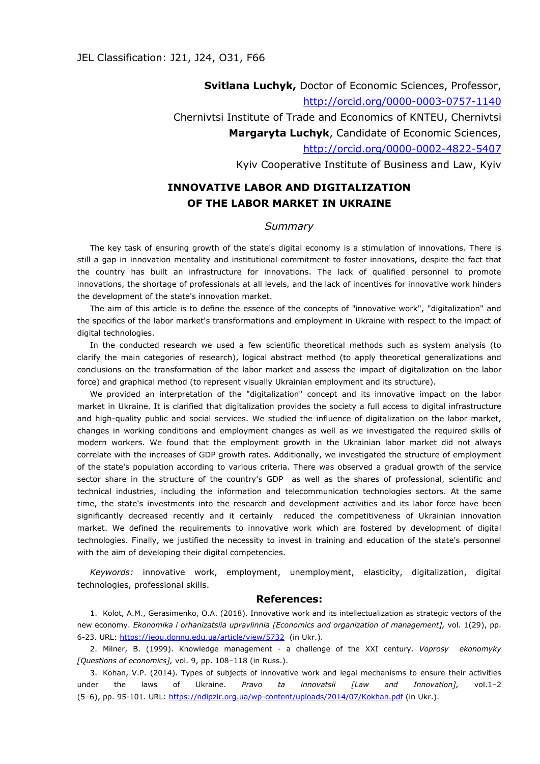JEL Classification: J21, J24, O31, F66

**Svitlana Luchyk,** Doctor of Economic Sciences, Professor,
http://orcid.org/0000-0003-0757-1140
Chernivtsi Institute of Trade and Economics of KNTEU, Chernivtsi
**Margaryta Luchyk**, Candidate of Economic Sciences,
http://orcid.org/0000-0002-4822-5407
Kyiv Cooperative Institute of Business and Law, Kyiv

# INNOVATIVE LABOR AND DIGITALIZATION OF THE LABOR MARKET IN UKRAINE

## *Summary*

The key task of ensuring growth of the state's digital economy is a stimulation of innovations. There is still a gap in innovation mentality and institutional commitment to foster innovations, despite the fact that the country has built an infrastructure for innovations. The lack of qualified personnel to promote innovations, the shortage of professionals at all levels, and the lack of incentives for innovative work hinders the development of the state's innovation market.

The aim of this article is to define the essence of the concepts of "innovative work", "digitalization" and the specifics of the labor market's transformations and employment in Ukraine with respect to the impact of digital technologies.

In the conducted research we used a few scientific theoretical methods such as system analysis (to clarify the main categories of research), logical abstract method (to apply theoretical generalizations and conclusions on the transformation of the labor market and assess the impact of digitalization on the labor force) and graphical method (to represent visually Ukrainian employment and its structure).

We provided an interpretation of the "digitalization" concept and its innovative impact on the labor market in Ukraine. It is clarified that digitalization provides the society a full access to digital infrastructure and high-quality public and social services. We studied the influence of digitalization on the labor market, changes in working conditions and employment changes as well as we investigated the required skills of modern workers. We found that the employment growth in the Ukrainian labor market did not always correlate with the increases of GDP growth rates. Additionally, we investigated the structure of employment of the state's population according to various criteria. There was observed a gradual growth of the service sector share in the structure of the country's GDP as well as the shares of professional, scientific and technical industries, including the information and telecommunication technologies sectors. At the same time, the state's investments into the research and development activities and its labor force have been significantly decreased recently and it certainly reduced the competitiveness of Ukrainian innovation market. We defined the requirements to innovative work which are fostered by development of digital technologies. Finally, we justified the necessity to invest in training and education of the state's personnel with the aim of developing their digital competencies.

*Keywords:* innovative work, employment, unemployment, elasticity, digitalization, digital technologies, professional skills.

## References:

1. Kolot, A.M., Gerasimenko, O.A. (2018). Innovative work and its intellectualization as strategic vectors of the new economy. *Ekonomika i orhanizatsiia upravlinnia [Economics and organization of management],* vol. 1(29), pp. 6-23. URL: https://jeou.donnu.edu.ua/article/view/5732 (in Ukr.).
2. Milner, B. (1999). Knowledge management - a challenge of the XXI century. *Voprosy ekonomyky [Questions of economics],* vol. 9, pp. 108–118 (in Russ.).
3. Kohan, V.P. (2014). Types of subjects of innovative work and legal mechanisms to ensure their activities under the laws of Ukraine. *Pravo ta innovatsii [Law and Innovation],* vol.1–2 (5–6), pp. 95-101. URL: https://ndipzir.org.ua/wp-content/uploads/2014/07/Kokhan.pdf (in Ukr.).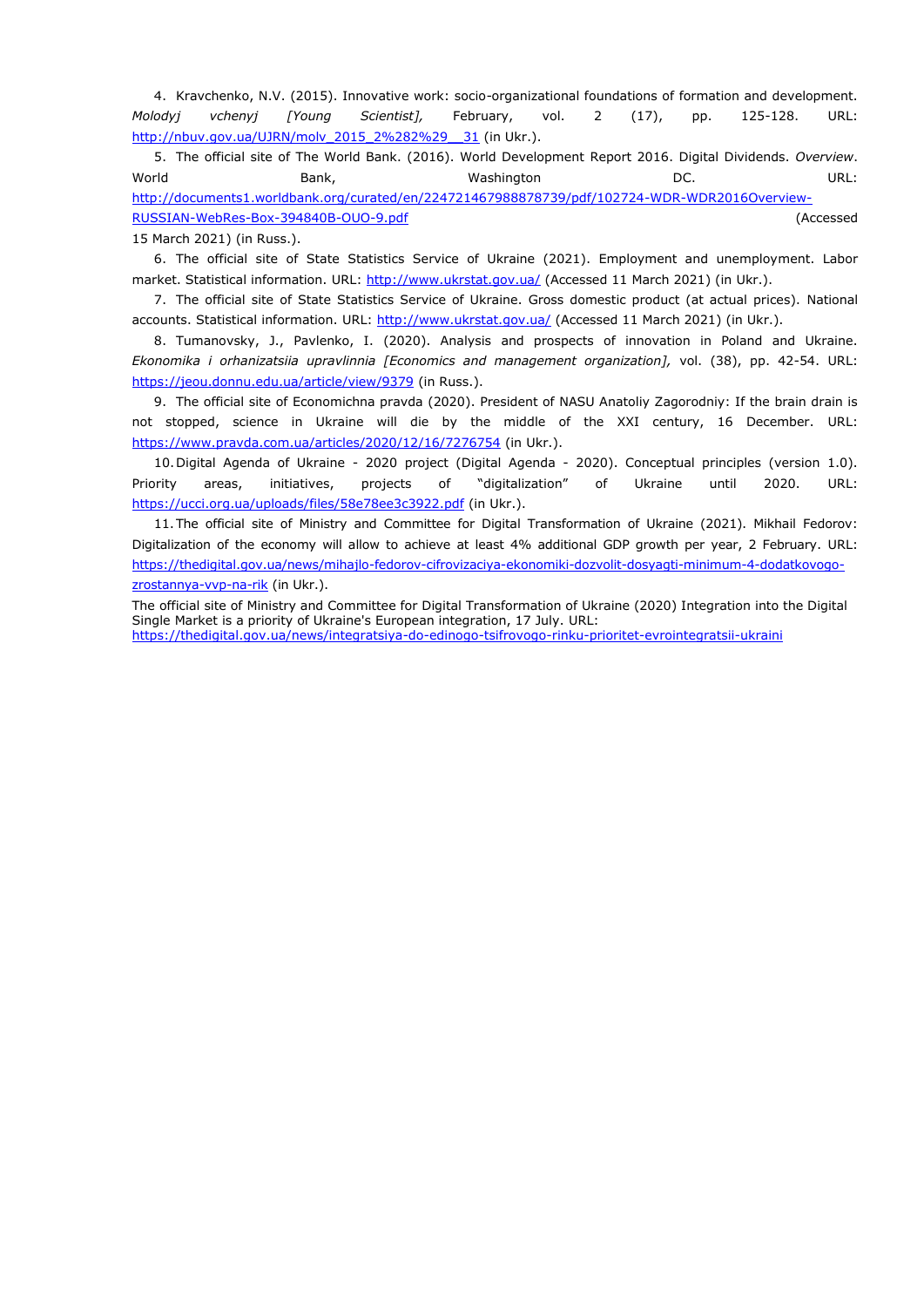4. Kravchenko, N.V. (2015). Innovative work: socio-organizational foundations of formation and development. *Molodyj vchenyj [Young Scientist],* February, vol. 2 (17), pp. 125-128. URL: http://nbuv.gov.ua/UJRN/molv_2015_2%282%29__31 (in Ukr.).

5. The official site of The World Bank. (2016). World Development Report 2016. Digital Dividends. *Overview*. World Bank, Washington DC. URL: http://documents1.worldbank.org/curated/en/224721467988878739/pdf/102724-WDR-WDR2016Overview-RUSSIAN-WebRes-Box-394840B-OUO-9.pdf (Accessed 15 March 2021) (in Russ.).

6. The official site of State Statistics Service of Ukraine (2021). Employment and unemployment. Labor market. Statistical information. URL: http://www.ukrstat.gov.ua/ (Accessed 11 March 2021) (in Ukr.).

7. The official site of State Statistics Service of Ukraine. Gross domestic product (at actual prices). National accounts. Statistical information. URL: http://www.ukrstat.gov.ua/ (Accessed 11 March 2021) (in Ukr.).

8. Tumanovsky, J., Pavlenko, I. (2020). Analysis and prospects of innovation in Poland and Ukraine. *Ekonomika i orhanizatsiia upravlinnia [Economics and management organization],* vol. (38), pp. 42-54. URL: https://jeou.donnu.edu.ua/article/view/9379 (in Russ.).

9. The official site of Economichna pravda (2020). President of NASU Anatoliy Zagorodniy: If the brain drain is not stopped, science in Ukraine will die by the middle of the XXI century, 16 December. URL: https://www.pravda.com.ua/articles/2020/12/16/7276754 (in Ukr.).

10. Digital Agenda of Ukraine - 2020 project (Digital Agenda - 2020). Conceptual principles (version 1.0). Priority areas, initiatives, projects of "digitalization" of Ukraine until 2020. URL: https://ucci.org.ua/uploads/files/58e78ee3c3922.pdf (in Ukr.).

11. The official site of Ministry and Committee for Digital Transformation of Ukraine (2021). Mikhail Fedorov: Digitalization of the economy will allow to achieve at least 4% additional GDP growth per year, 2 February. URL: https://thedigital.gov.ua/news/mihajlo-fedorov-cifrovizaciya-ekonomiki-dozvolit-dosyagti-minimum-4-dodatkovogo-zrostannya-vvp-na-rik (in Ukr.).

The official site of Ministry and Committee for Digital Transformation of Ukraine (2020) Integration into the Digital Single Market is a priority of Ukraine's European integration, 17 July. URL: https://thedigital.gov.ua/news/integratsiya-do-edinogo-tsifrovogo-rinku-prioritet-evrointegratsii-ukraini